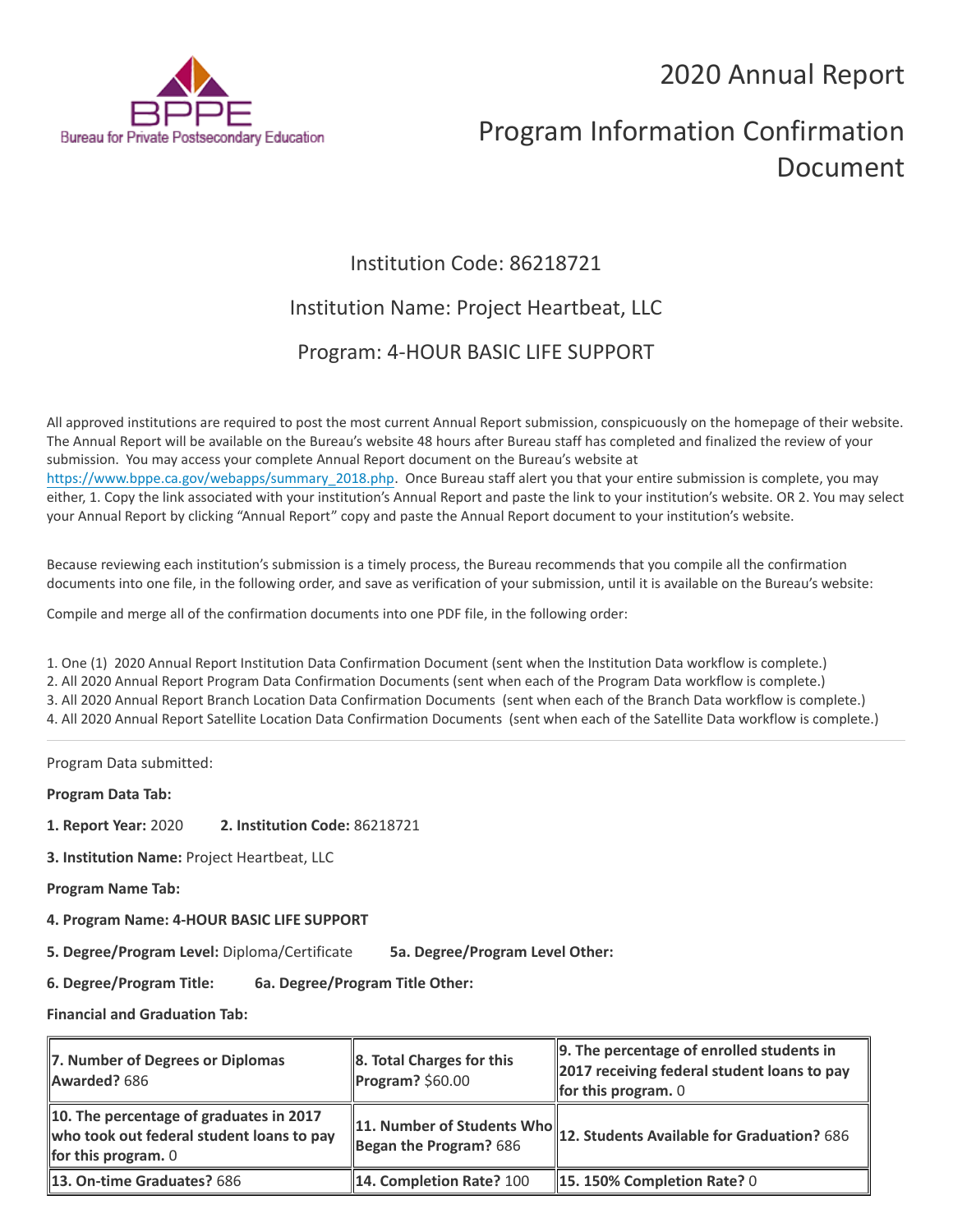# 2020 Annual Report

# Program Information Confirmation Document

Institution Code: 86218721

Institution Name: Project Heartbeat, LLC

Program: 4-HOUR BASIC LIFE SUPPORT

All approved institutions are required to post the most current Annual Report submission, conspicuously on the homepage of their website. The Annual Report will be available on the Bureau's website 48 hours after Bureau staff has completed and finalized the review of your submission. You may access your complete Annual Report document on the Bureau's website at https://www.bppe.ca.gov/webapps/summary_2018.php. Once Bureau staff alert you that your entire submission is complete, you may either, 1. Copy the link associated with your institution's Annual Report and paste the link to your institution's website. OR 2. You may select your Annual Report by clicking "Annual Report" copy and paste the Annual Report document to your institution's website.

Because reviewing each institution's submission is a timely process, the Bureau recommends that you compile all the confirmation documents into one file, in the following order, and save as verification of your submission, until it is available on the Bureau's website:

Compile and merge all of the confirmation documents into one PDF file, in the following order:

1. One (1) 2020 Annual Report Institution Data Confirmation Document (sent when the Institution Data workflow is complete.)
2. All 2020 Annual Report Program Data Confirmation Documents (sent when each of the Program Data workflow is complete.)
3. All 2020 Annual Report Branch Location Data Confirmation Documents (sent when each of the Branch Data workflow is complete.)
4. All 2020 Annual Report Satellite Location Data Confirmation Documents (sent when each of the Satellite Data workflow is complete.)

---

Program Data submitted:

**Program Data Tab:**

**1. Report Year:** 2020 **2. Institution Code:** 86218721

**3. Institution Name:** Project Heartbeat, LLC

**Program Name Tab:**

**4. Program Name: 4-HOUR BASIC LIFE SUPPORT**

**5. Degree/Program Level:** Diploma/Certificate **5a. Degree/Program Level Other:**

**6. Degree/Program Title:** **6a. Degree/Program Title Other:**

**Financial and Graduation Tab:**

| | | |
|---|---|---|
| **7. Number of Degrees or Diplomas Awarded?** 686 | **8. Total Charges for this Program?** $60.00 | **9. The percentage of enrolled students in 2017 receiving federal student loans to pay for this program.** 0 |
| **10. The percentage of graduates in 2017 who took out federal student loans to pay for this program.** 0 | **11. Number of Students Who Began the Program?** 686 | **12. Students Available for Graduation?** 686 |
| **13. On-time Graduates?** 686 | **14. Completion Rate?** 100 | **15. 150% Completion Rate?** 0 |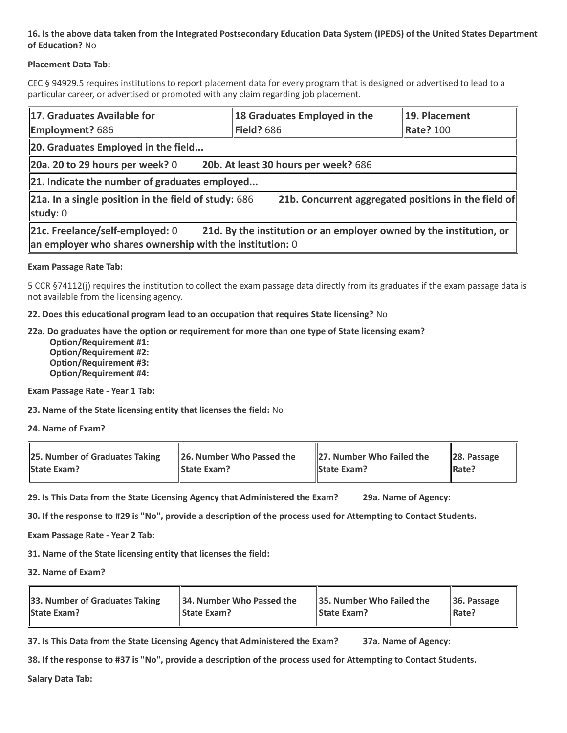**16. Is the above data taken from the Integrated Postsecondary Education Data System (IPEDS) of the United States Department of Education?** No

**Placement Data Tab:**

CEC § 94929.5 requires institutions to report placement data for every program that is designed or advertised to lead to a particular career, or advertised or promoted with any claim regarding job placement.

| **17. Graduates Available for Employment?** 686 | **18 Graduates Employed in the Field?** 686 | **19. Placement Rate?** 100 |
|---|---|---|
| **20. Graduates Employed in the field...** | | |
| **20a. 20 to 29 hours per week?** 0 | **20b. At least 30 hours per week?** 686 | |
| **21. Indicate the number of graduates employed...** | | |
| **21a. In a single position in the field of study:** 686 | **21b. Concurrent aggregated positions in the field of study:** 0 | |
| **21c. Freelance/self-employed:** 0 | **21d. By the institution or an employer owned by the institution, or an employer who shares ownership with the institution:** 0 | |

**Exam Passage Rate Tab:**

5 CCR §74112(j) requires the institution to collect the exam passage data directly from its graduates if the exam passage data is not available from the licensing agency.

**22. Does this educational program lead to an occupation that requires State licensing?** No

**22a. Do graduates have the option or requirement for more than one type of State licensing exam?**
- **Option/Requirement #1:**
- **Option/Requirement #2:**
- **Option/Requirement #3:**
- **Option/Requirement #4:**

**Exam Passage Rate - Year 1 Tab:**

**23. Name of the State licensing entity that licenses the field:** No

**24. Name of Exam?**

| **25. Number of Graduates Taking State Exam?** | **26. Number Who Passed the State Exam?** | **27. Number Who Failed the State Exam?** | **28. Passage Rate?** |
|---|---|---|---|

**29. Is This Data from the State Licensing Agency that Administered the Exam?** **29a. Name of Agency:**

**30. If the response to #29 is "No", provide a description of the process used for Attempting to Contact Students.**

**Exam Passage Rate - Year 2 Tab:**

**31. Name of the State licensing entity that licenses the field:**

**32. Name of Exam?**

| **33. Number of Graduates Taking State Exam?** | **34. Number Who Passed the State Exam?** | **35. Number Who Failed the State Exam?** | **36. Passage Rate?** |
|---|---|---|---|

**37. Is This Data from the State Licensing Agency that Administered the Exam?** **37a. Name of Agency:**

**38. If the response to #37 is "No", provide a description of the process used for Attempting to Contact Students.**

**Salary Data Tab:**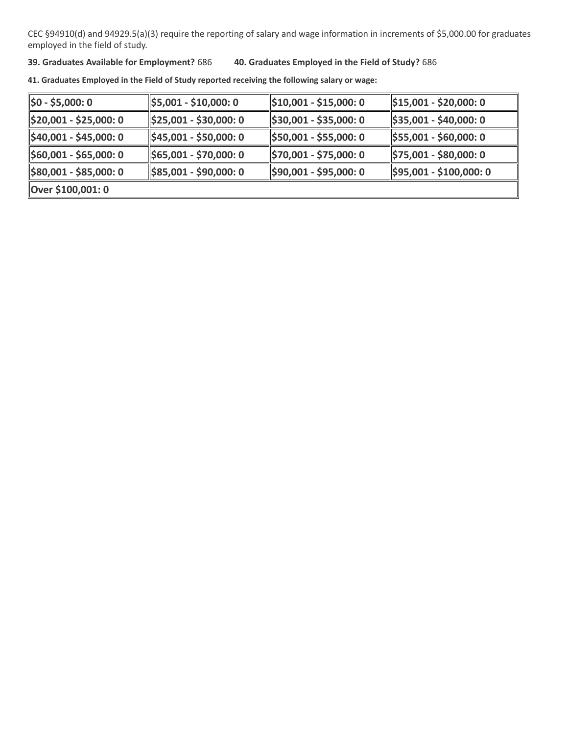CEC §94910(d) and 94929.5(a)(3) require the reporting of salary and wage information in increments of $5,000.00 for graduates employed in the field of study.

**39. Graduates Available for Employment?** 686 **40. Graduates Employed in the Field of Study?** 686

**41. Graduates Employed in the Field of Study reported receiving the following salary or wage:**

| | | | |
|---|---|---|---|
| **$0 - $5,000: 0** | **$5,001 - $10,000: 0** | **$10,001 - $15,000: 0** | **$15,001 - $20,000: 0** |
| **$20,001 - $25,000: 0** | **$25,001 - $30,000: 0** | **$30,001 - $35,000: 0** | **$35,001 - $40,000: 0** |
| **$40,001 - $45,000: 0** | **$45,001 - $50,000: 0** | **$50,001 - $55,000: 0** | **$55,001 - $60,000: 0** |
| **$60,001 - $65,000: 0** | **$65,001 - $70,000: 0** | **$70,001 - $75,000: 0** | **$75,001 - $80,000: 0** |
| **$80,001 - $85,000: 0** | **$85,001 - $90,000: 0** | **$90,001 - $95,000: 0** | **$95,001 - $100,000: 0** |
| **Over $100,001: 0** | | | |